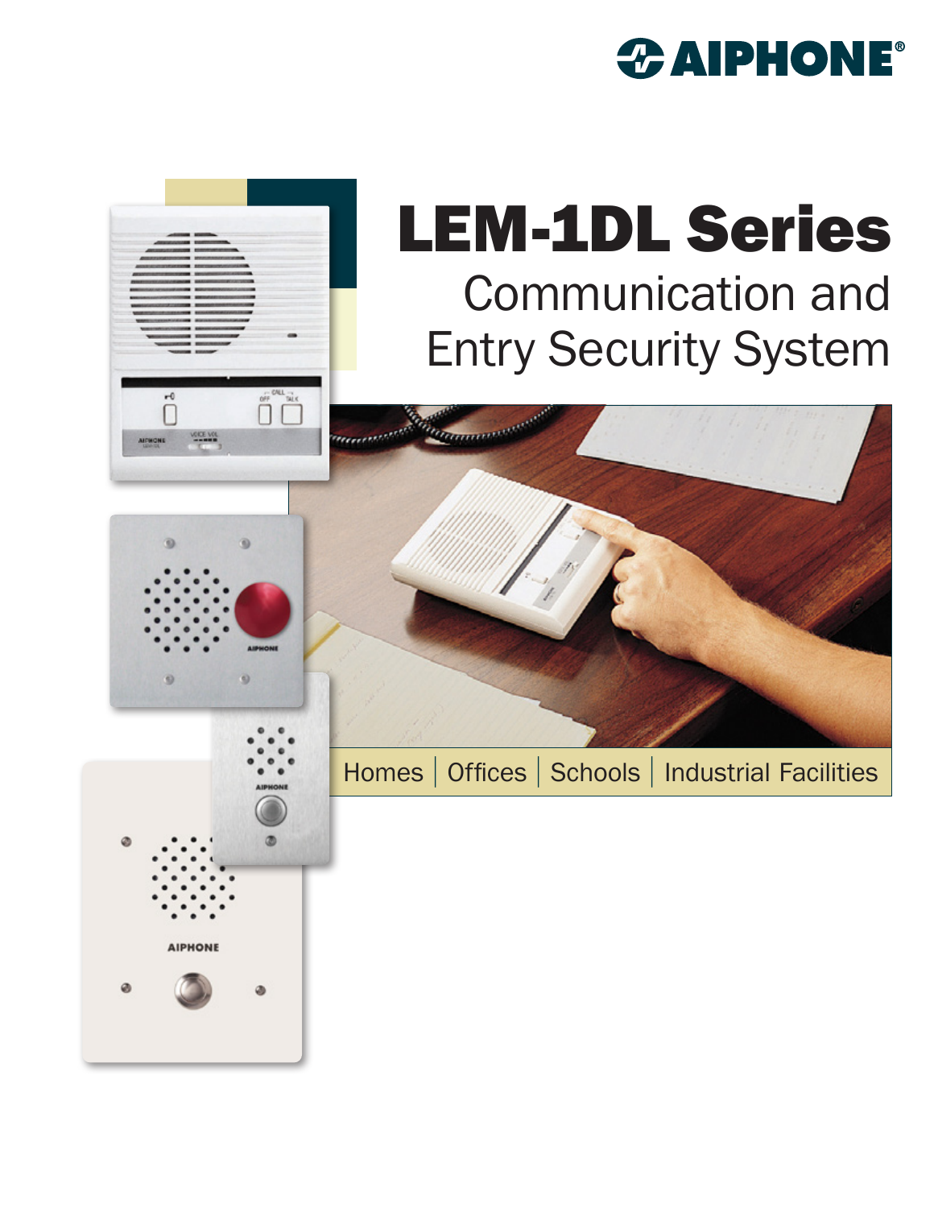AIPHONE®

# LEM-1DL Series

## Communication and Entry Security System

Homes | Offices | Schools | Industrial Facilities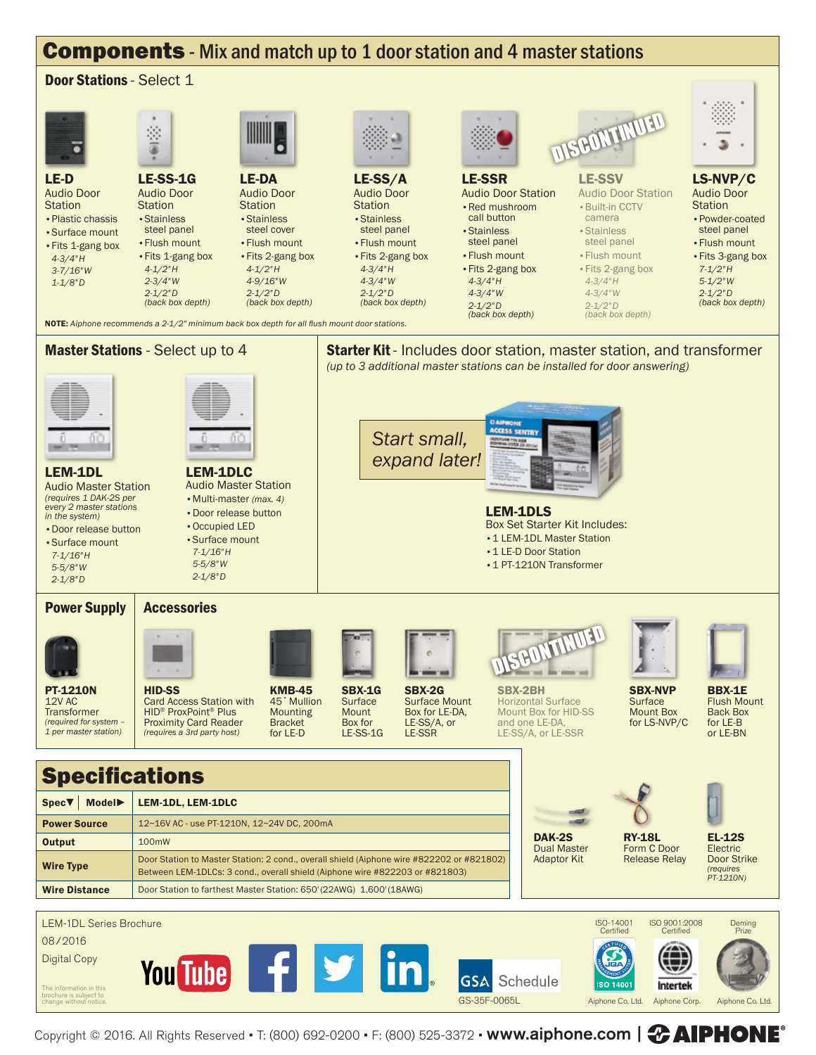# Components - Mix and match up to 1 door station and 4 master stations

## Door Stations - Select 1

**LE-D**
Audio Door Station
- Plastic chassis
- Surface mount
- Fits 1-gang box

*4-3/4"H*
*3-7/16"W*
*1-1/8"D*

**LE-SS-1G**
Audio Door Station
- Stainless steel panel
- Flush mount
- Fits 1-gang box

*4-1/2"H*
*2-3/4"W*
*2-1/2"D (back box depth)*

**LE-DA**
Audio Door Station
- Stainless steel cover
- Flush mount
- Fits 2-gang box

*4-1/2"H*
*4-9/16"W*
*2-1/2"D (back box depth)*

**LE-SS/A**
Audio Door Station
- Stainless steel panel
- Flush mount
- Fits 2-gang box

*4-3/4"H*
*4-3/4"W*
*2-1/2"D (back box depth)*

**LE-SSR**
Audio Door Station
- Red mushroom call button
- Stainless steel panel
- Flush mount
- Fits 2-gang box

*4-3/4"H*
*4-3/4"W*
*2-1/2"D (back box depth)*

DISCONTINUED
**LE-SSV**
Audio Door Station
- Built-in CCTV camera
- Stainless steel panel
- Flush mount
- Fits 2-gang box

*4-3/4"H*
*4-3/4"W*
*2-1/2"D (back box depth)*

**LS-NVP/C**
Audio Door Station
- Powder-coated steel panel
- Flush mount
- Fits 3-gang box

*7-1/2"H*
*5-1/2"W*
*2-1/2"D (back box depth)*

**NOTE:** *Aiphone recommends a 2-1/2" minimum back box depth for all flush mount door stations.*

## Master Stations - Select up to 4

**LEM-1DL**
Audio Master Station
*(requires 1 DAK-2S per every 2 master stations in the system)*
- Door release button
- Surface mount

*7-1/16"H*
*5-5/8"W*
*2-1/8"D*

**LEM-1DLC**
Audio Master Station
- Multi-master *(max. 4)*
- Door release button
- Occupied LED
- Surface mount

*7-1/16"H*
*5-5/8"W*
*2-1/8"D*

## Starter Kit - Includes door station, master station, and transformer

*(up to 3 additional master stations can be installed for door answering)*

*Start small, expand later!*

**LEM-1DLS**
Box Set Starter Kit Includes:
- 1 LEM-1DL Master Station
- 1 LE-D Door Station
- 1 PT-1210N Transformer

## Power Supply

**PT-1210N**
12V AC Transformer
*(required for system – 1 per master station)*

## Accessories

**HID-SS**
Card Access Station with HID® ProxPoint® Plus Proximity Card Reader
*(requires a 3rd party host)*

**KMB-45**
45˚ Mullion Mounting Bracket for LE-D

**SBX-1G**
Surface Mount Box for LE-SS-1G

**SBX-2G**
Surface Mount Box for LE-DA, LE-SS/A, or LE-SSR

DISCONTINUED
**SBX-2BH**
Horizontal Surface Mount Box for HID-SS and one LE-DA, LE-SS/A, or LE-SSR

**SBX-NVP**
Surface Mount Box for LS-NVP/C

**BBX-1E**
Flush Mount Back Box for LE-B or LE-BN

**DAK-2S**
Dual Master Adaptor Kit

**RY-18L**
Form C Door Release Relay

**EL-12S**
Electric Door Strike
*(requires PT-1210N)*

# Specifications

| Spec▼ Model▶ | LEM-1DL, LEM-1DLC |
|---|---|
| **Power Source** | 12~16V AC - use PT-1210N, 12~24V DC, 200mA |
| **Output** | 100mW |
| **Wire Type** | Door Station to Master Station: 2 cond., overall shield (Aiphone wire #822202 or #821802)<br>Between LEM-1DLCs: 3 cond., overall shield (Aiphone wire #822203 or #821803) |
| **Wire Distance** | Door Station to farthest Master Station: 650'(22AWG) 1,600'(18AWG) |

LEM-1DL Series Brochure
08/2016
Digital Copy

The information in this brochure is subject to change without notice.

GSA Schedule
GS-35F-0065L

ISO-14001 Certified — Aiphone Co. Ltd.
ISO 9001:2008 Certified — Aiphone Corp.
Deming Prize — Aiphone Co. Ltd.

Copyright © 2016. All Rights Reserved • T: (800) 692-0200 • F: (800) 525-3372 • www.aiphone.com | AIPHONE®